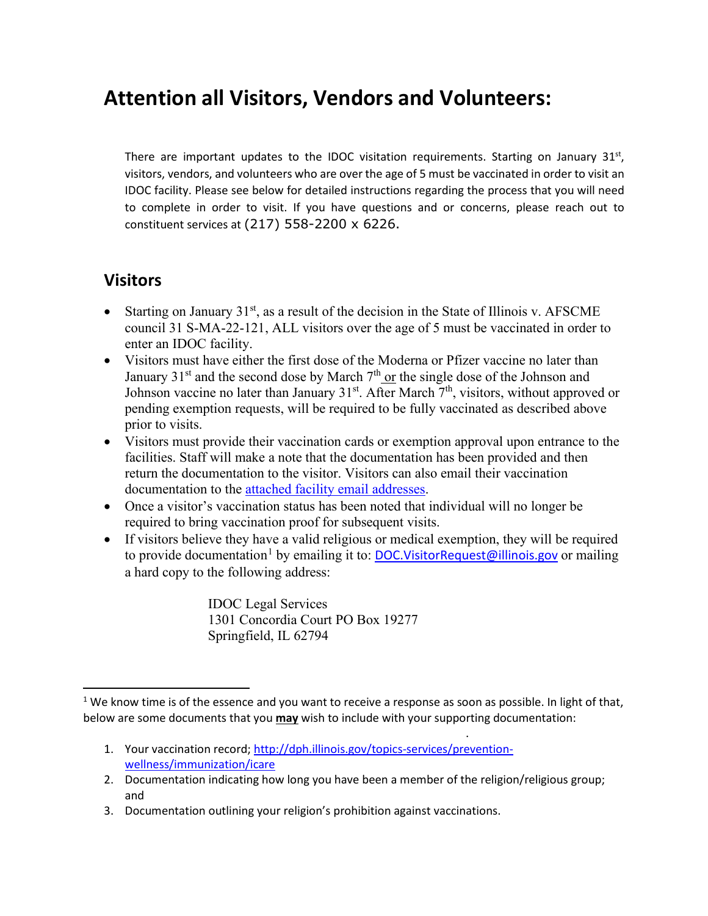# Attention all Visitors, Vendors and Volunteers:

There are important updates to the IDOC visitation requirements. Starting on January 31st, visitors, vendors, and volunteers who are over the age of 5 must be vaccinated in order to visit an IDOC facility. Please see below for detailed instructions regarding the process that you will need to complete in order to visit. If you have questions and or concerns, please reach out to constituent services at (217) 558-2200 x 6226.

## Visitors

- Starting on January 31st, as a result of the decision in the State of Illinois v. AFSCME council 31 S-MA-22-121, ALL visitors over the age of 5 must be vaccinated in order to enter an IDOC facility.
- Visitors must have either the first dose of the Moderna or Pfizer vaccine no later than January 31st and the second dose by March 7th or the single dose of the Johnson and Johnson vaccine no later than January 31st. After March 7th, visitors, without approved or pending exemption requests, will be required to be fully vaccinated as described above prior to visits.
- Visitors must provide their vaccination cards or exemption approval upon entrance to the facilities. Staff will make a note that the documentation has been provided and then return the documentation to the visitor. Visitors can also email their vaccination documentation to the attached facility email addresses.
- Once a visitor's vaccination status has been noted that individual will no longer be required to bring vaccination proof for subsequent visits.
- If visitors believe they have a valid religious or medical exemption, they will be required to provide documentation[1] by emailing it to: DOC.VisitorRequest@illinois.gov or mailing a hard copy to the following address:

  IDOC Legal Services
  1301 Concordia Court PO Box 19277
  Springfield, IL 62794

---

[1] We know time is of the essence and you want to receive a response as soon as possible. In light of that, below are some documents that you **may** wish to include with your supporting documentation:

1. Your vaccination record; http://dph.illinois.gov/topics-services/prevention-wellness/immunization/icare
2. Documentation indicating how long you have been a member of the religion/religious group; and
3. Documentation outlining your religion's prohibition against vaccinations.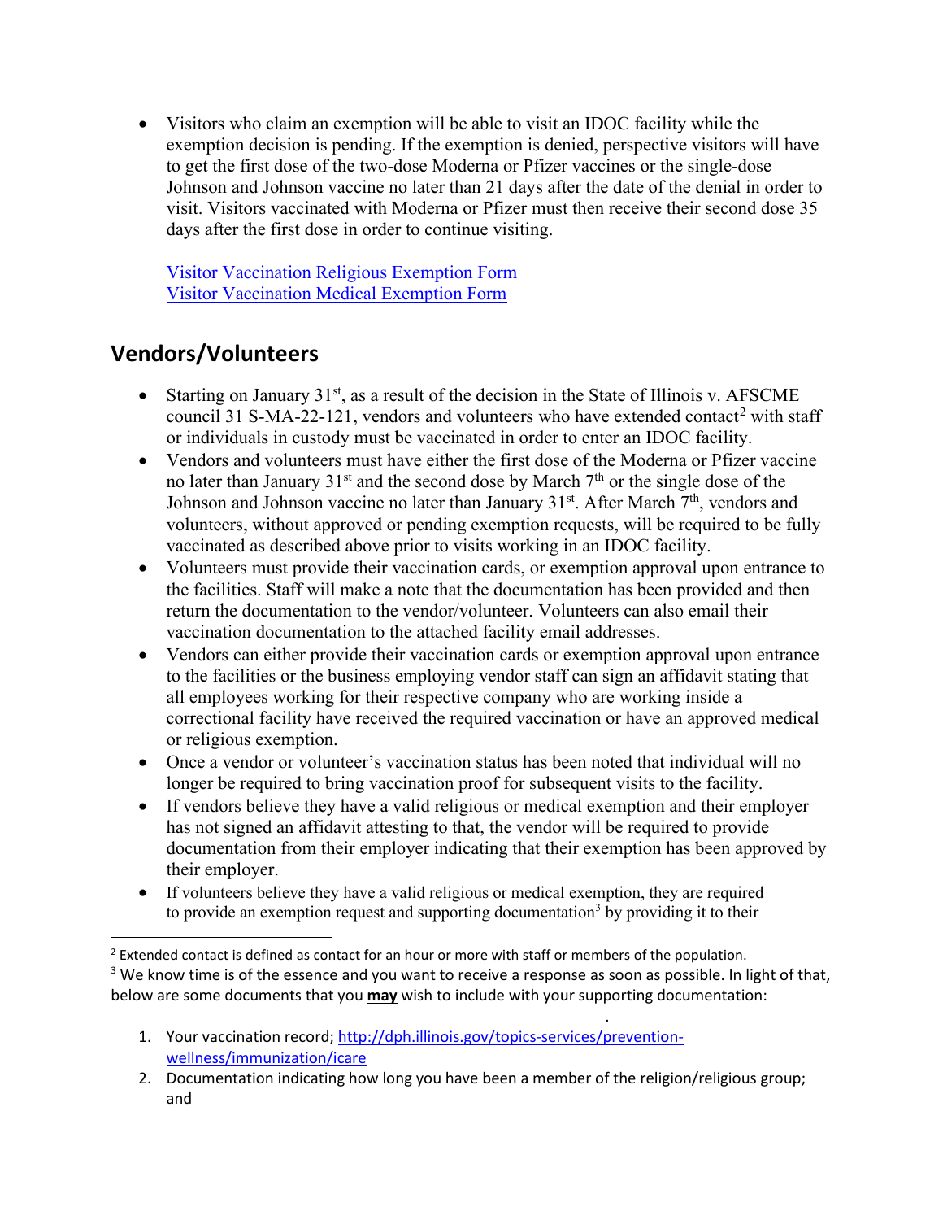- Visitors who claim an exemption will be able to visit an IDOC facility while the exemption decision is pending. If the exemption is denied, perspective visitors will have to get the first dose of the two-dose Moderna or Pfizer vaccines or the single-dose Johnson and Johnson vaccine no later than 21 days after the date of the denial in order to visit. Visitors vaccinated with Moderna or Pfizer must then receive their second dose 35 days after the first dose in order to continue visiting.

  [Visitor Vaccination Religious Exemption Form]
  [Visitor Vaccination Medical Exemption Form]

## Vendors/Volunteers

- Starting on January 31st, as a result of the decision in the State of Illinois v. AFSCME council 31 S-MA-22-121, vendors and volunteers who have extended contact[2] with staff or individuals in custody must be vaccinated in order to enter an IDOC facility.
- Vendors and volunteers must have either the first dose of the Moderna or Pfizer vaccine no later than January 31st and the second dose by March 7th or the single dose of the Johnson and Johnson vaccine no later than January 31st. After March 7th, vendors and volunteers, without approved or pending exemption requests, will be required to be fully vaccinated as described above prior to visits working in an IDOC facility.
- Volunteers must provide their vaccination cards, or exemption approval upon entrance to the facilities. Staff will make a note that the documentation has been provided and then return the documentation to the vendor/volunteer. Volunteers can also email their vaccination documentation to the attached facility email addresses.
- Vendors can either provide their vaccination cards or exemption approval upon entrance to the facilities or the business employing vendor staff can sign an affidavit stating that all employees working for their respective company who are working inside a correctional facility have received the required vaccination or have an approved medical or religious exemption.
- Once a vendor or volunteer's vaccination status has been noted that individual will no longer be required to bring vaccination proof for subsequent visits to the facility.
- If vendors believe they have a valid religious or medical exemption and their employer has not signed an affidavit attesting to that, the vendor will be required to provide documentation from their employer indicating that their exemption has been approved by their employer.
- If volunteers believe they have a valid religious or medical exemption, they are required to provide an exemption request and supporting documentation[3] by providing it to their

---

[2] Extended contact is defined as contact for an hour or more with staff or members of the population.

[3] We know time is of the essence and you want to receive a response as soon as possible. In light of that, below are some documents that you **may** wish to include with your supporting documentation:

1. Your vaccination record; http://dph.illinois.gov/topics-services/prevention-wellness/immunization/icare
2. Documentation indicating how long you have been a member of the religion/religious group; and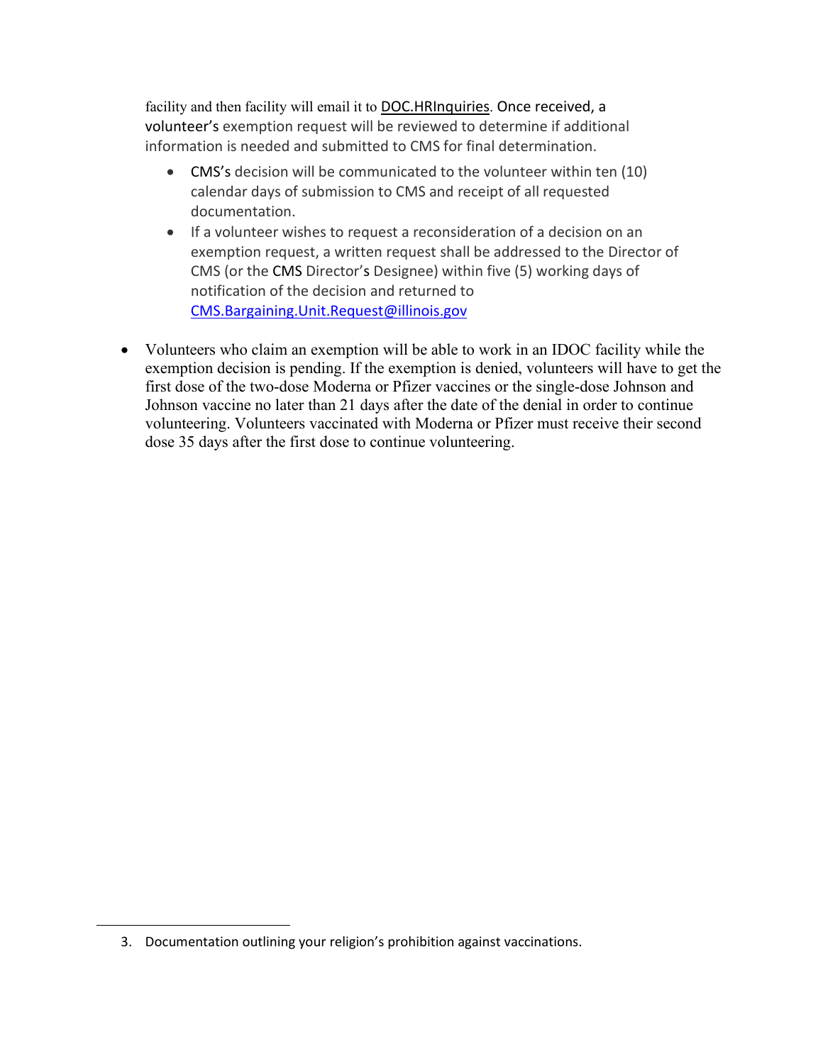facility and then facility will email it to DOC.HRInquiries. Once received, a volunteer's exemption request will be reviewed to determine if additional information is needed and submitted to CMS for final determination.

- CMS's decision will be communicated to the volunteer within ten (10) calendar days of submission to CMS and receipt of all requested documentation.
- If a volunteer wishes to request a reconsideration of a decision on an exemption request, a written request shall be addressed to the Director of CMS (or the CMS Director's Designee) within five (5) working days of notification of the decision and returned to CMS.Bargaining.Unit.Request@illinois.gov

- Volunteers who claim an exemption will be able to work in an IDOC facility while the exemption decision is pending. If the exemption is denied, volunteers will have to get the first dose of the two-dose Moderna or Pfizer vaccines or the single-dose Johnson and Johnson vaccine no later than 21 days after the date of the denial in order to continue volunteering. Volunteers vaccinated with Moderna or Pfizer must receive their second dose 35 days after the first dose to continue volunteering.

---

3. Documentation outlining your religion's prohibition against vaccinations.